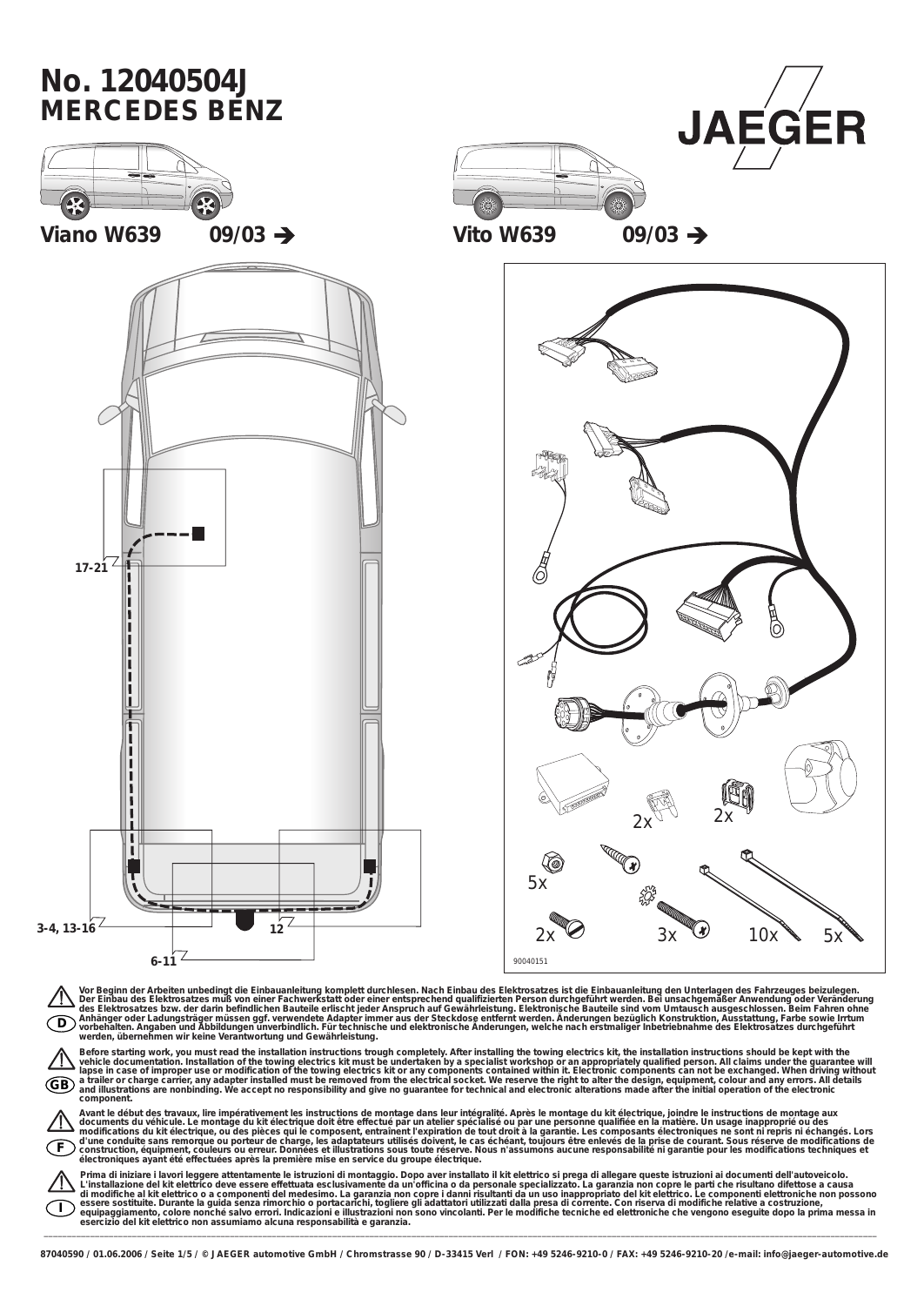# No. 12040504J
## MERCEDES BENZ

JAEGER

**Viano W639** 09/03 ➔

**Vito W639** 09/03 ➔

17-21

3-4, 13-16

12

6-11

2x 2x

5x

2x 3x 10x 5x

90040151

**D** Vor Beginn der Arbeiten unbedingt die Einbauanleitung komplett durchlesen. Nach Einbau des Elektrosatzes ist die Einbauanleitung den Unterlagen des Fahrzeuges beizulegen. Der Einbau des Elektrosatzes muß von einer Fachwerkstatt oder einer entsprechend qualifizierten Person durchgeführt werden. Bei unsachgemäßer Anwendung oder Veränderung des Elektrosatzes bzw. der darin befindlichen Bauteile erlischt jeder Anspruch auf Gewährleistung. Elektronische Bauteile sind vom Umtausch ausgeschlossen. Beim Fahren ohne Anhänger oder Ladungsträger müssen ggf. verwendete Adapter immer aus der Steckdose entfernt werden. Änderungen bezüglich Konstruktion, Ausstattung, Farbe sowie Irrtum vorbehalten. Angaben und Abbildungen unverbindlich. Für technische und elektronische Änderungen, welche nach erstmaliger Inbetriebnahme des Elektrosatzes durchgeführt werden, übernehmen wir keine Verantwortung und Gewährleistung.

**GB** Before starting work, you must read the installation instructions trough completely. After installing the towing electrics kit, the installation instructions should be kept with the vehicle documentation. Installation of the towing electrics kit must be undertaken by a specialist workshop or an appropriately qualified person. All claims under the guarantee will lapse in case of improper use or modification of the towing electrics kit or any components contained within it. Electronic components can not be exchanged. When driving without a trailer or charge carrier, any adapter installed must be removed from the electrical socket. We reserve the right to alter the design, equipment, colour and any errors. All details and illustrations are nonbinding. We accept no responsibility and give no guarantee for technical and electronic alterations made after the initial operation of the electronic component.

**F** Avant le début des travaux, lire impérativement les instructions de montage dans leur intégralité. Après le montage du kit électrique, joindre le instructions de montage aux documents du véhicule. Le montage du kit électrique doit être effectué par un atelier spécialisé ou par une personne qualifiée en la matière. Un usage inapproprié ou des modifications du kit électrique, ou des pièces qui le composent, entraînent l'expiration de tout droit à la garantie. Les composants électroniques ne sont ni repris ni échangés. Lors d'une conduite sans remorque ou porteur de charge, les adaptateurs utilisés doivent, le cas échéant, toujours être enlevés de la prise de courant. Sous réserve de modifications de construction, équipement, couleurs ou erreur. Données et illustrations sous toute réserve. Nous n'assumons aucune responsabilité ni garantie pour les modifications techniques et électroniques ayant été effectuées après la première mise en service du groupe électrique.

**I** Prima di iniziare i lavori leggere attentamente le istruzioni di montaggio. Dopo aver installato il kit elettrico si prega di allegare queste istruzioni ai documenti dell'autoveicolo. L'installazione del kit elettrico deve essere effettuata esclusivamente da un'officina o da personale specializzato. La garanzia non copre le parti che risultano difettose a causa di modifiche al kit elettrico o a componenti del medesimo. La garanzia non copre i danni risultanti da un uso inappropriato del kit elettrico. Le componenti elettroniche non possono essere sostituite. Durante la guida senza rimorchio o portacarichi, togliere gli adattatori utilizzati dalla presa di corrente. Con riserva di modifiche relative a costruzione, equipaggiamento, colore nonché salvo errori. Indicazioni e illustrazioni non sono vincolanti. Per le modifiche tecniche ed elettroniche che vengono eseguite dopo la prima messa in esercizio del kit elettrico non assumiamo alcuna responsabilità e garanzia.

87040590 / 01.06.2006 / Seite 1/5 / © JAEGER automotive GmbH / Chromstrasse 90 / D-33415 Verl / FON: +49 5246-9210-0 / FAX: +49 5246-9210-20 /e-mail: info@jaeger-automotive.de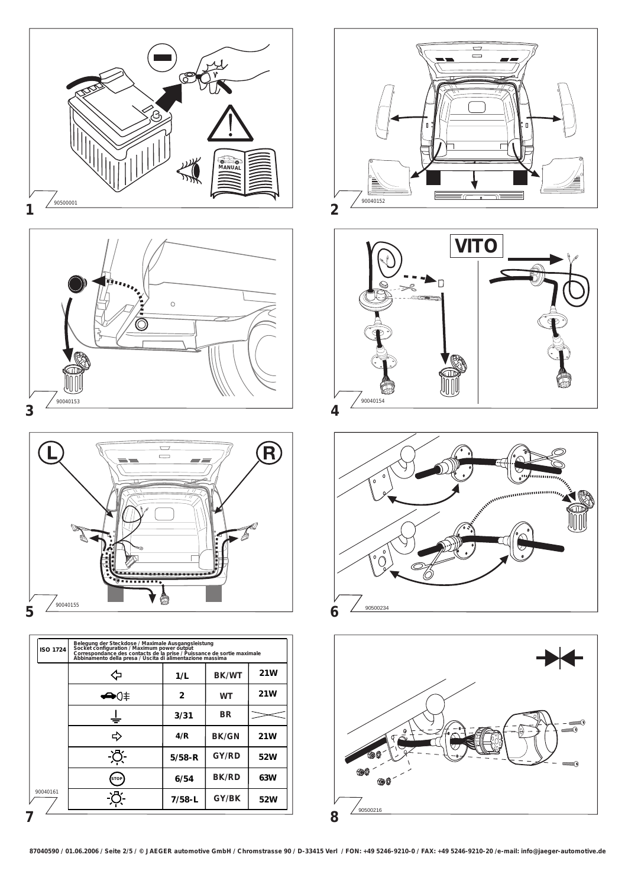1

90500001

MANUAL

2

90040152

3

90040153

4

VITO

90040154

L

R

5

90040155

6

90500234

| ISO 1724 | Belegung der Steckdose / Maximale Ausgangsleistung<br>Socket configuration / Maximum power output<br>Correspondance des contacts de la prise / Puissance de sortie maximale<br>Abbinamento della presa / Uscita di alimentazione massima | | | |
|---|---|---|---|---|
| | ⇦ | 1/L | BK/WT | 21W |
| | | 2 | WT | 21W |
| | ⏚ | 3/31 | BR | |
| | ⇨ | 4/R | BK/GN | 21W |
| | | 5/58-R | GY/RD | 52W |
| | STOP | 6/54 | BK/RD | 63W |
| 90040161 | | 7/58-L | GY/BK | 52W |

7

8

90500216

87040590 / 01.06.2006 / Seite 2/5 / © JAEGER automotive GmbH / Chromstrasse 90 / D-33415 Verl / FON: +49 5246-9210-0 / FAX: +49 5246-9210-20 /e-mail: info@jaeger-automotive.de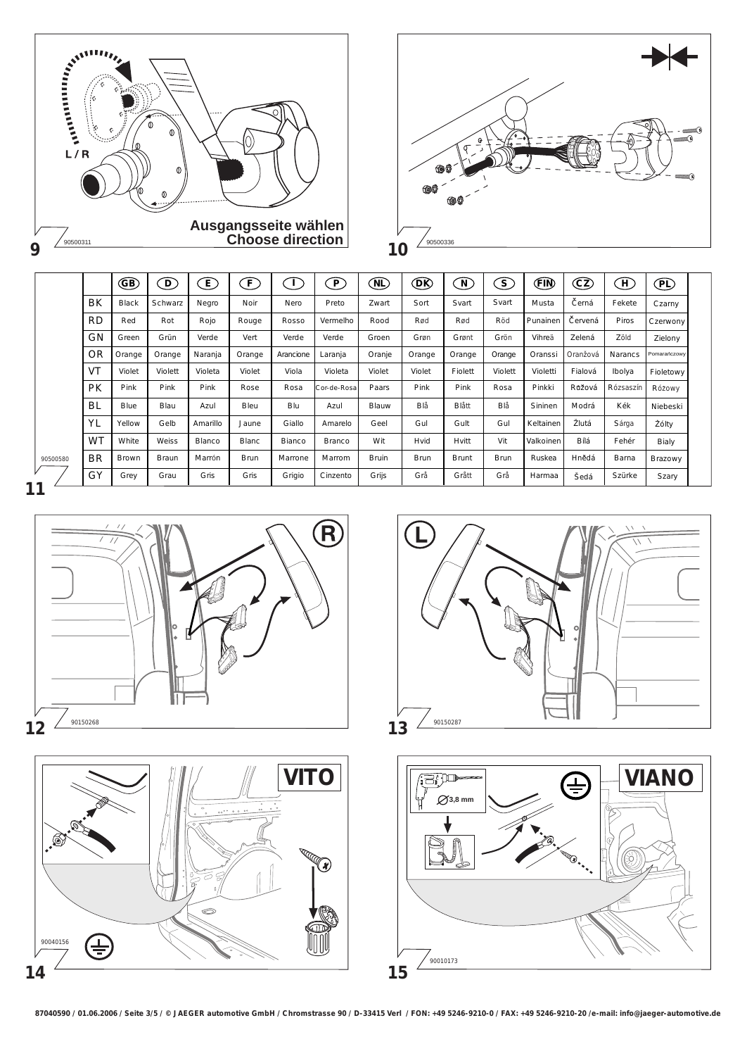**9** 90500311

Ausgangsseite wählen
Choose direction

**10** 90500336

|  | GB | D | E | F | I | P | NL | DK | N | S | FIN | CZ | H | PL |
|---|---|---|---|---|---|---|---|---|---|---|---|---|---|---|
| BK | Black | Schwarz | Negro | Noir | Nero | Preto | Zwart | Sort | Svart | Svart | Musta | Černá | Fekete | Czarny |
| RD | Red | Rot | Rojo | Rouge | Rosso | Vermelho | Rood | Rød | Rød | Röd | Punainen | Červená | Piros | Czerwony |
| GN | Green | Grün | Verde | Vert | Verde | Verde | Groen | Grøn | Grønt | Grön | Vihreä | Zelená | Zöld | Zielony |
| OR | Orange | Orange | Naranja | Orange | Arancione | Laranja | Oranje | Orange | Orange | Orange | Oranssi | Oranžová | Narancs | Pomarańczowy |
| VT | Violet | Violett | Violeta | Violet | Viola | Violeta | Violet | Violet | Fiolett | Violett | Violetti | Fialová | Ibolya | Fioletowy |
| PK | Pink | Pink | Pink | Rose | Rosa | Cor-de-Rosa | Paars | Pink | Pink | Rosa | Pinkki | Růžová | Rózsaszín | Różowy |
| BL | Blue | Blau | Azul | Bleu | Blu | Azul | Blauw | Blå | Blått | Blå | Sininen | Modrá | Kék | Niebeski |
| YL | Yellow | Gelb | Amarillo | Jaune | Giallo | Amarelo | Geel | Gul | Gult | Gul | Keltainen | Žlutá | Sárga | Żółty |
| WT | White | Weiss | Blanco | Blanc | Bianco | Branco | Wit | Hvid | Hvitt | Vit | Valkoinen | Bílá | Fehér | Biały |
| BR | Brown | Braun | Marrón | Brun | Marrone | Marrom | Bruin | Brun | Brunt | Brun | Ruskea | Hnědá | Barna | Brazowy |
| GY | Grey | Grau | Gris | Gris | Grigio | Cinzento | Grijs | Grå | Grått | Grå | Harmaa | Šedá | Szürke | Szary |

**11** 90500580

**12** 90150268 — R

**13** 90150287 — L

**14** 90040156 — VITO

**15** 90010173 — VIANO — 3,8 mm

87040590 / 01.06.2006 / Seite 3/5 / © JAEGER automotive GmbH / Chromstrasse 90 / D-33415 Verl / FON: +49 5246-9210-0 / FAX: +49 5246-9210-20 /e-mail: info@jaeger-automotive.de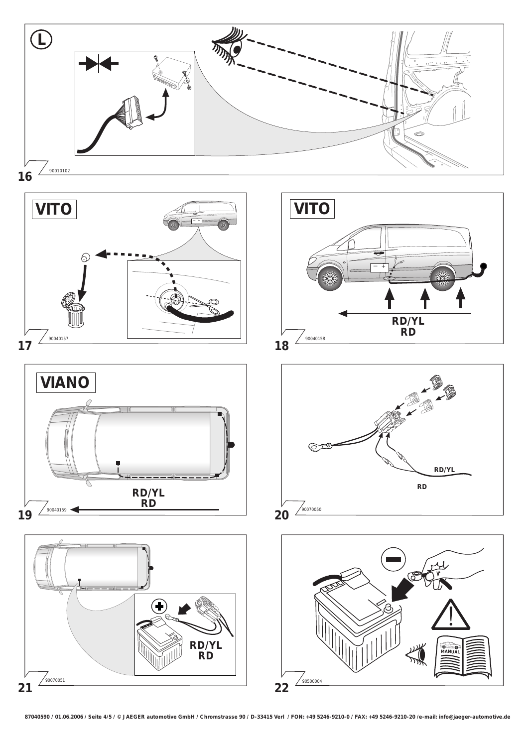L

16

90010102

VITO

17

90040157

VITO

RD/YL
RD

18

90040158

VIANO

RD/YL
RD

19

90040159

RD/YL

RD

20

90070050

RD/YL
RD

21

90070051

MANUAL

22

90500004

87040590 / 01.06.2006 / Seite 4/5 / © JAEGER automotive GmbH / Chromstrasse 90 / D-33415 Verl / FON: +49 5246-9210-0 / FAX: +49 5246-9210-20 /e-mail: info@jaeger-automotive.de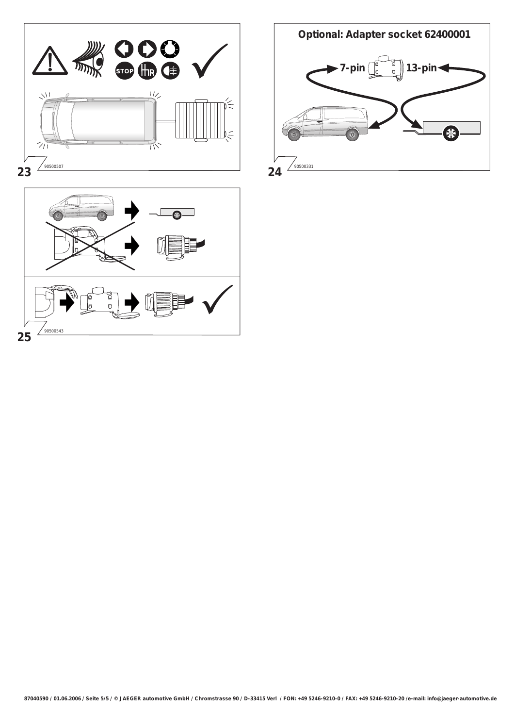23

90500507

Optional: Adapter socket 62400001

7-pin

13-pin

24

90500331

25

90500543

87040590 / 01.06.2006 / Seite 5/5 / © JAEGER automotive GmbH / Chromstrasse 90 / D-33415 Verl / FON: +49 5246-9210-0 / FAX: +49 5246-9210-20 /e-mail: info@jaeger-automotive.de